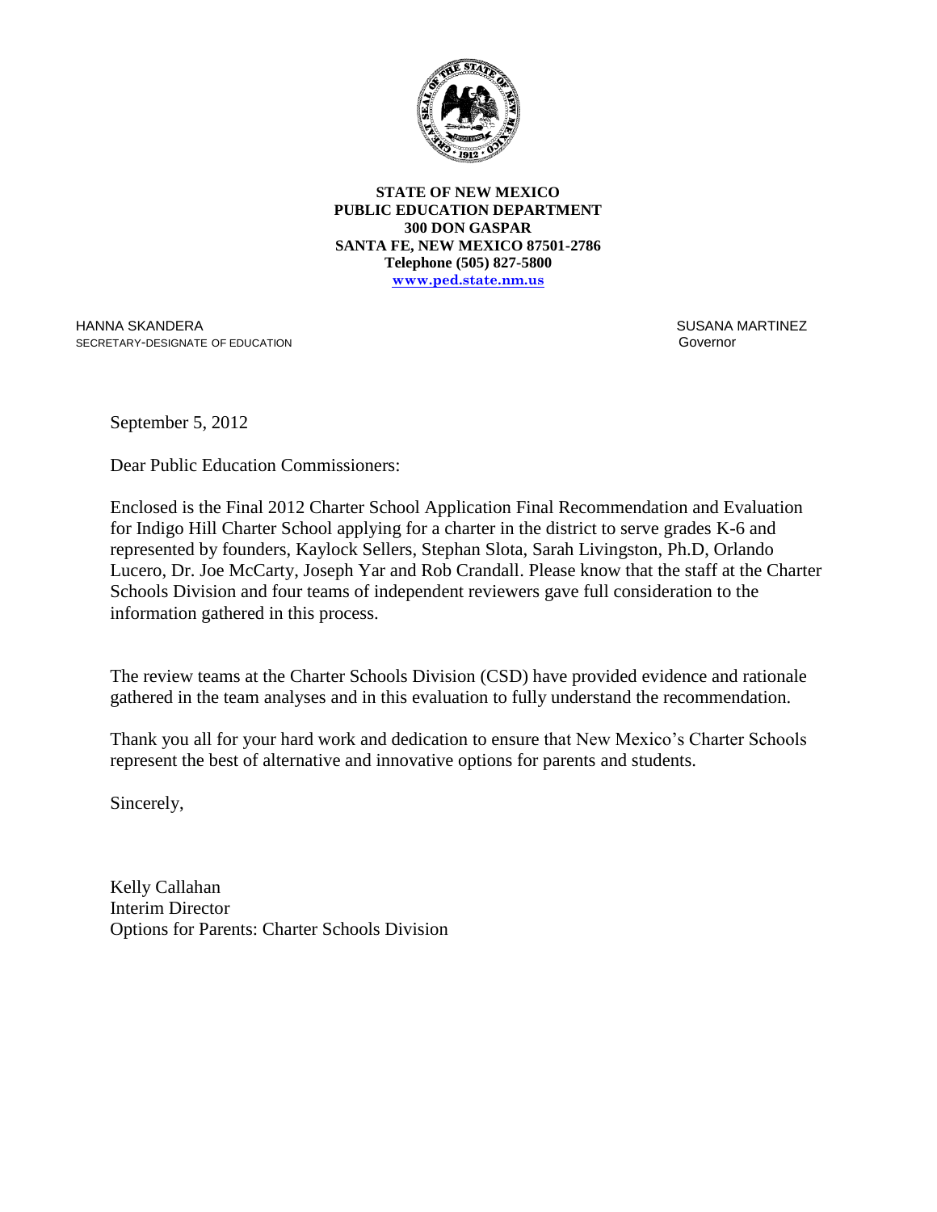**STATE OF NEW MEXICO**
**PUBLIC EDUCATION DEPARTMENT**
**300 DON GASPAR**
**SANTA FE, NEW MEXICO 87501-2786**
**Telephone (505) 827-5800**
**www.ped.state.nm.us**

HANNA SKANDERA
SECRETARY-DESIGNATE OF EDUCATION

SUSANA MARTINEZ
Governor

September 5, 2012

Dear Public Education Commissioners:

Enclosed is the Final 2012 Charter School Application Final Recommendation and Evaluation for Indigo Hill Charter School applying for a charter in the district to serve grades K-6 and represented by founders, Kaylock Sellers, Stephan Slota, Sarah Livingston, Ph.D, Orlando Lucero, Dr. Joe McCarty, Joseph Yar and Rob Crandall. Please know that the staff at the Charter Schools Division and four teams of independent reviewers gave full consideration to the information gathered in this process.

The review teams at the Charter Schools Division (CSD) have provided evidence and rationale gathered in the team analyses and in this evaluation to fully understand the recommendation.

Thank you all for your hard work and dedication to ensure that New Mexico's Charter Schools represent the best of alternative and innovative options for parents and students.

Sincerely,

Kelly Callahan
Interim Director
Options for Parents: Charter Schools Division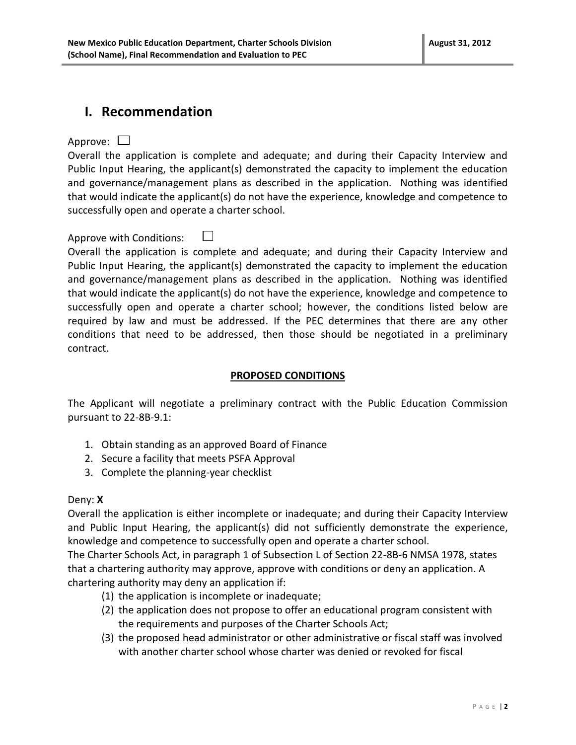# I. Recommendation

Approve: ☐

Overall the application is complete and adequate; and during their Capacity Interview and Public Input Hearing, the applicant(s) demonstrated the capacity to implement the education and governance/management plans as described in the application. Nothing was identified that would indicate the applicant(s) do not have the experience, knowledge and competence to successfully open and operate a charter school.

Approve with Conditions: ☐

Overall the application is complete and adequate; and during their Capacity Interview and Public Input Hearing, the applicant(s) demonstrated the capacity to implement the education and governance/management plans as described in the application. Nothing was identified that would indicate the applicant(s) do not have the experience, knowledge and competence to successfully open and operate a charter school; however, the conditions listed below are required by law and must be addressed. If the PEC determines that there are any other conditions that need to be addressed, then those should be negotiated in a preliminary contract.

**PROPOSED CONDITIONS**

The Applicant will negotiate a preliminary contract with the Public Education Commission pursuant to 22-8B-9.1:

1. Obtain standing as an approved Board of Finance
2. Secure a facility that meets PSFA Approval
3. Complete the planning-year checklist

Deny: **X**

Overall the application is either incomplete or inadequate; and during their Capacity Interview and Public Input Hearing, the applicant(s) did not sufficiently demonstrate the experience, knowledge and competence to successfully open and operate a charter school.

The Charter Schools Act, in paragraph 1 of Subsection L of Section 22-8B-6 NMSA 1978, states that a chartering authority may approve, approve with conditions or deny an application. A chartering authority may deny an application if:

(1) the application is incomplete or inadequate;
(2) the application does not propose to offer an educational program consistent with the requirements and purposes of the Charter Schools Act;
(3) the proposed head administrator or other administrative or fiscal staff was involved with another charter school whose charter was denied or revoked for fiscal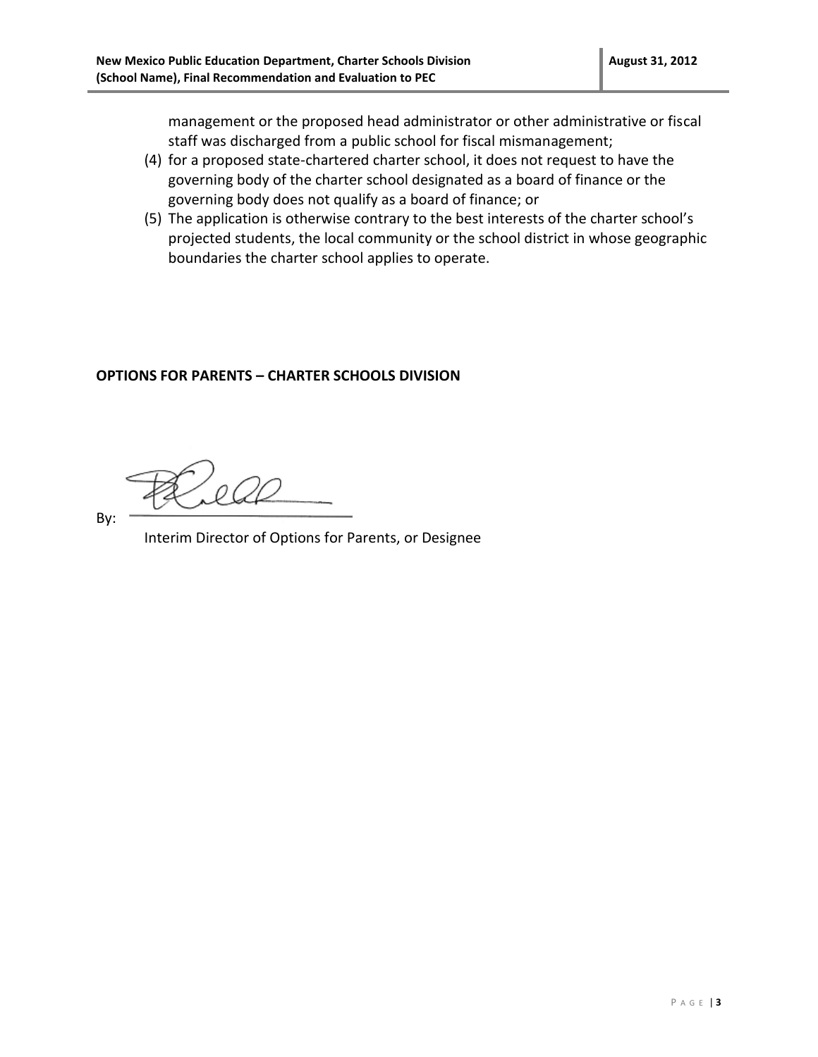management or the proposed head administrator or other administrative or fiscal staff was discharged from a public school for fiscal mismanagement;

(4) for a proposed state-chartered charter school, it does not request to have the governing body of the charter school designated as a board of finance or the governing body does not qualify as a board of finance; or

(5) The application is otherwise contrary to the best interests of the charter school's projected students, the local community or the school district in whose geographic boundaries the charter school applies to operate.

**OPTIONS FOR PARENTS – CHARTER SCHOOLS DIVISION**

By: \_\_\_\_\_\_\_\_\_\_\_\_\_\_\_\_\_\_\_\_\_\_\_\_\_\_

Interim Director of Options for Parents, or Designee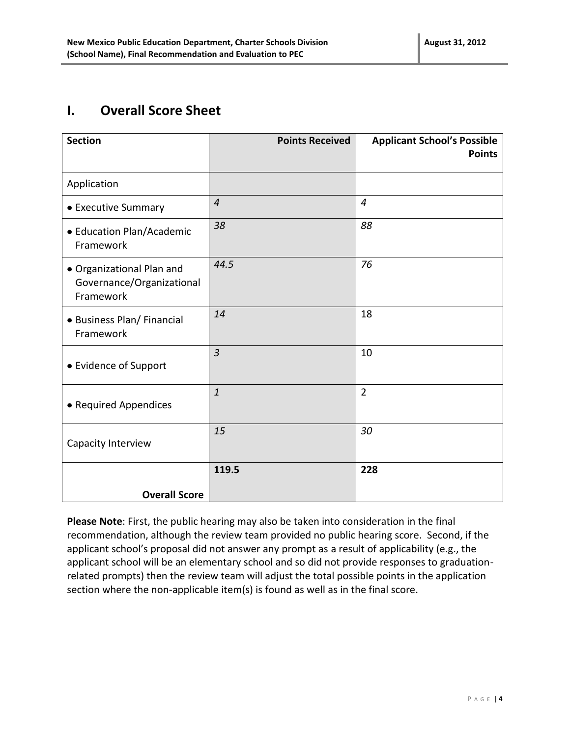# I. Overall Score Sheet

| Section | Points Received | Applicant School's Possible Points |
|---|---|---|
| Application | | |
| • Executive Summary | *4* | *4* |
| • Education Plan/Academic Framework | *38* | *88* |
| • Organizational Plan and Governance/Organizational Framework | *44.5* | *76* |
| • Business Plan/ Financial Framework | *14* | 18 |
| • Evidence of Support | *3* | 10 |
| • Required Appendices | *1* | 2 |
| Capacity Interview | *15* | *30* |
| **Overall Score** | **119.5** | **228** |

**Please Note**: First, the public hearing may also be taken into consideration in the final recommendation, although the review team provided no public hearing score. Second, if the applicant school's proposal did not answer any prompt as a result of applicability (e.g., the applicant school will be an elementary school and so did not provide responses to graduation-related prompts) then the review team will adjust the total possible points in the application section where the non-applicable item(s) is found as well as in the final score.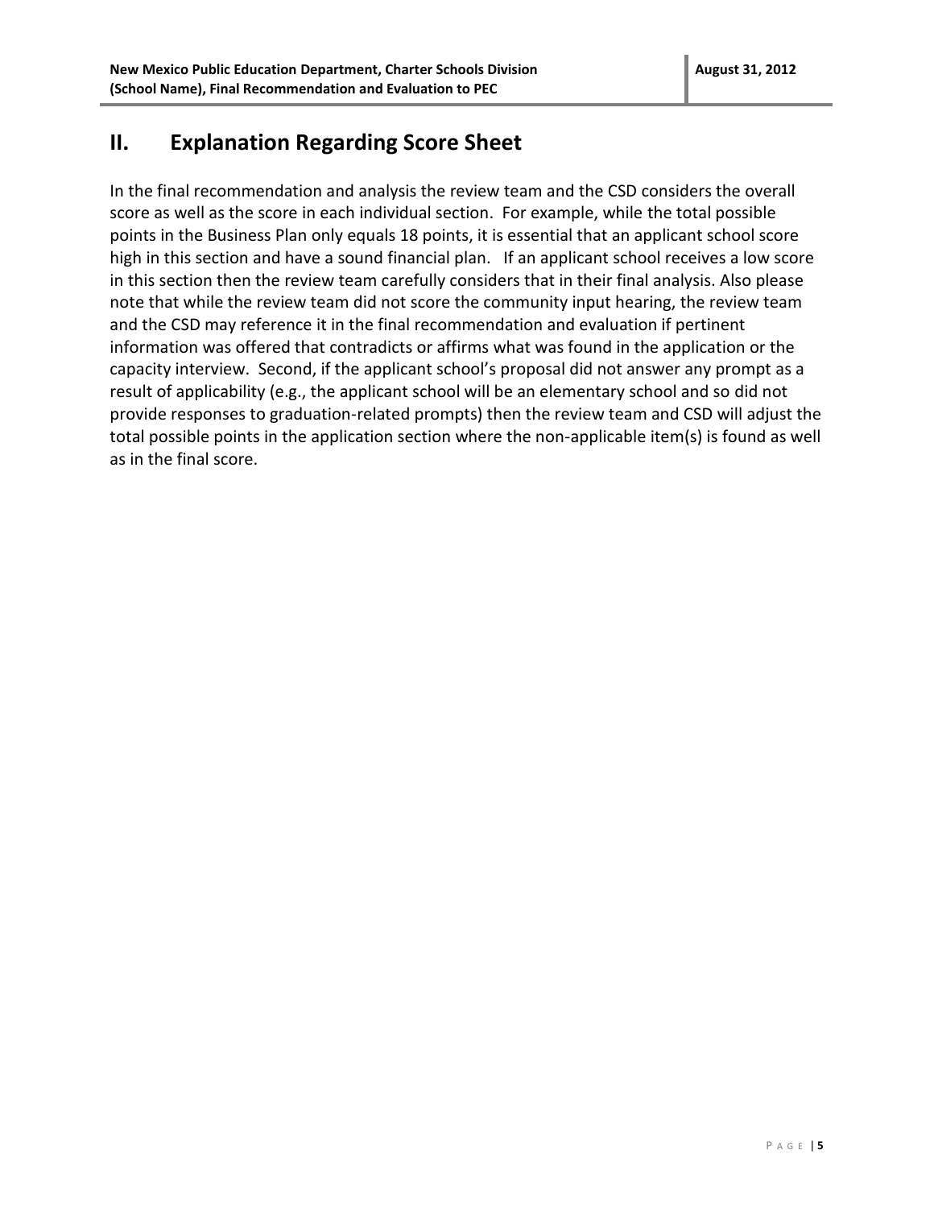## II. Explanation Regarding Score Sheet

In the final recommendation and analysis the review team and the CSD considers the overall score as well as the score in each individual section. For example, while the total possible points in the Business Plan only equals 18 points, it is essential that an applicant school score high in this section and have a sound financial plan. If an applicant school receives a low score in this section then the review team carefully considers that in their final analysis. Also please note that while the review team did not score the community input hearing, the review team and the CSD may reference it in the final recommendation and evaluation if pertinent information was offered that contradicts or affirms what was found in the application or the capacity interview. Second, if the applicant school's proposal did not answer any prompt as a result of applicability (e.g., the applicant school will be an elementary school and so did not provide responses to graduation-related prompts) then the review team and CSD will adjust the total possible points in the application section where the non-applicable item(s) is found as well as in the final score.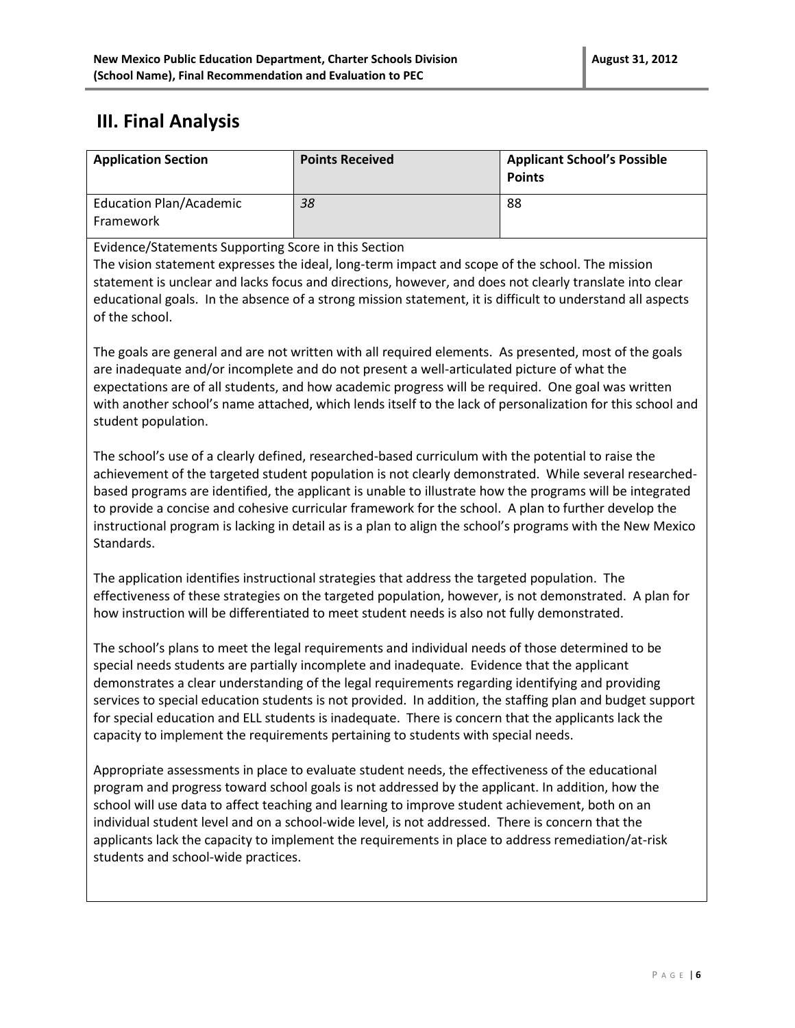# III. Final Analysis

| Application Section | Points Received | Applicant School's Possible Points |
|---|---|---|
| Education Plan/Academic Framework | *38* | 88 |

Evidence/Statements Supporting Score in this Section

The vision statement expresses the ideal, long-term impact and scope of the school. The mission statement is unclear and lacks focus and directions, however, and does not clearly translate into clear educational goals. In the absence of a strong mission statement, it is difficult to understand all aspects of the school.

The goals are general and are not written with all required elements. As presented, most of the goals are inadequate and/or incomplete and do not present a well-articulated picture of what the expectations are of all students, and how academic progress will be required. One goal was written with another school's name attached, which lends itself to the lack of personalization for this school and student population.

The school's use of a clearly defined, researched-based curriculum with the potential to raise the achievement of the targeted student population is not clearly demonstrated. While several researched-based programs are identified, the applicant is unable to illustrate how the programs will be integrated to provide a concise and cohesive curricular framework for the school. A plan to further develop the instructional program is lacking in detail as is a plan to align the school's programs with the New Mexico Standards.

The application identifies instructional strategies that address the targeted population. The effectiveness of these strategies on the targeted population, however, is not demonstrated. A plan for how instruction will be differentiated to meet student needs is also not fully demonstrated.

The school's plans to meet the legal requirements and individual needs of those determined to be special needs students are partially incomplete and inadequate. Evidence that the applicant demonstrates a clear understanding of the legal requirements regarding identifying and providing services to special education students is not provided. In addition, the staffing plan and budget support for special education and ELL students is inadequate. There is concern that the applicants lack the capacity to implement the requirements pertaining to students with special needs.

Appropriate assessments in place to evaluate student needs, the effectiveness of the educational program and progress toward school goals is not addressed by the applicant. In addition, how the school will use data to affect teaching and learning to improve student achievement, both on an individual student level and on a school-wide level, is not addressed. There is concern that the applicants lack the capacity to implement the requirements in place to address remediation/at-risk students and school-wide practices.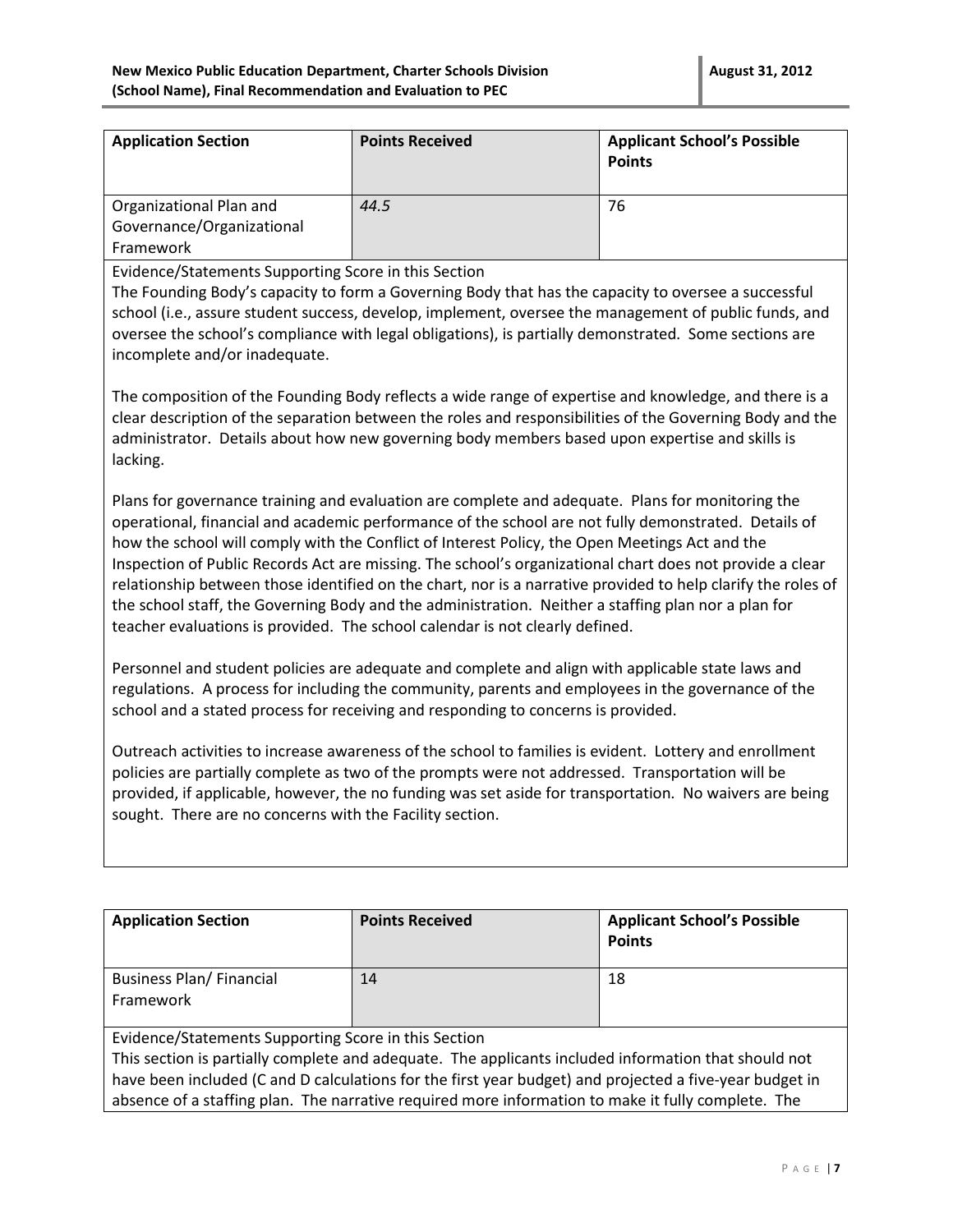| Application Section | Points Received | Applicant School's Possible Points |
|---|---|---|
| Organizational Plan and Governance/Organizational Framework | *44.5* | 76 |

Evidence/Statements Supporting Score in this Section

The Founding Body's capacity to form a Governing Body that has the capacity to oversee a successful school (i.e., assure student success, develop, implement, oversee the management of public funds, and oversee the school's compliance with legal obligations), is partially demonstrated. Some sections are incomplete and/or inadequate.

The composition of the Founding Body reflects a wide range of expertise and knowledge, and there is a clear description of the separation between the roles and responsibilities of the Governing Body and the administrator. Details about how new governing body members based upon expertise and skills is lacking.

Plans for governance training and evaluation are complete and adequate. Plans for monitoring the operational, financial and academic performance of the school are not fully demonstrated. Details of how the school will comply with the Conflict of Interest Policy, the Open Meetings Act and the Inspection of Public Records Act are missing. The school's organizational chart does not provide a clear relationship between those identified on the chart, nor is a narrative provided to help clarify the roles of the school staff, the Governing Body and the administration. Neither a staffing plan nor a plan for teacher evaluations is provided. The school calendar is not clearly defined.

Personnel and student policies are adequate and complete and align with applicable state laws and regulations. A process for including the community, parents and employees in the governance of the school and a stated process for receiving and responding to concerns is provided.

Outreach activities to increase awareness of the school to families is evident. Lottery and enrollment policies are partially complete as two of the prompts were not addressed. Transportation will be provided, if applicable, however, the no funding was set aside for transportation. No waivers are being sought. There are no concerns with the Facility section.

| Application Section | Points Received | Applicant School's Possible Points |
|---|---|---|
| Business Plan/ Financial Framework | 14 | 18 |

Evidence/Statements Supporting Score in this Section

This section is partially complete and adequate. The applicants included information that should not have been included (C and D calculations for the first year budget) and projected a five-year budget in absence of a staffing plan. The narrative required more information to make it fully complete. The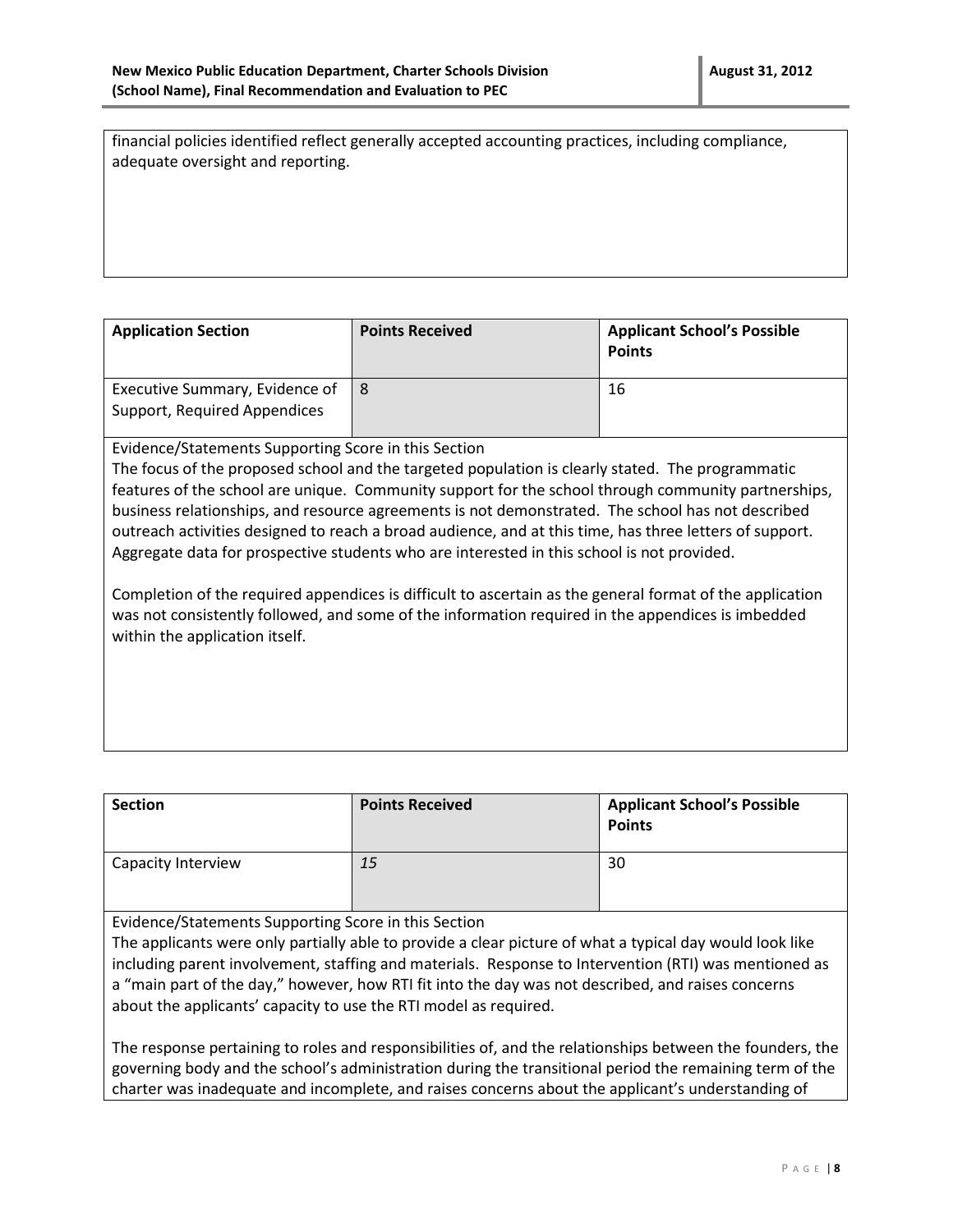financial policies identified reflect generally accepted accounting practices, including compliance, adequate oversight and reporting.

| Application Section | Points Received | Applicant School's Possible Points |
| --- | --- | --- |
| Executive Summary, Evidence of Support, Required Appendices | 8 | 16 |

Evidence/Statements Supporting Score in this Section

The focus of the proposed school and the targeted population is clearly stated. The programmatic features of the school are unique. Community support for the school through community partnerships, business relationships, and resource agreements is not demonstrated. The school has not described outreach activities designed to reach a broad audience, and at this time, has three letters of support. Aggregate data for prospective students who are interested in this school is not provided.

Completion of the required appendices is difficult to ascertain as the general format of the application was not consistently followed, and some of the information required in the appendices is imbedded within the application itself.

| Section | Points Received | Applicant School's Possible Points |
| --- | --- | --- |
| Capacity Interview | *15* | 30 |

Evidence/Statements Supporting Score in this Section

The applicants were only partially able to provide a clear picture of what a typical day would look like including parent involvement, staffing and materials. Response to Intervention (RTI) was mentioned as a "main part of the day," however, how RTI fit into the day was not described, and raises concerns about the applicants' capacity to use the RTI model as required.

The response pertaining to roles and responsibilities of, and the relationships between the founders, the governing body and the school's administration during the transitional period the remaining term of the charter was inadequate and incomplete, and raises concerns about the applicant's understanding of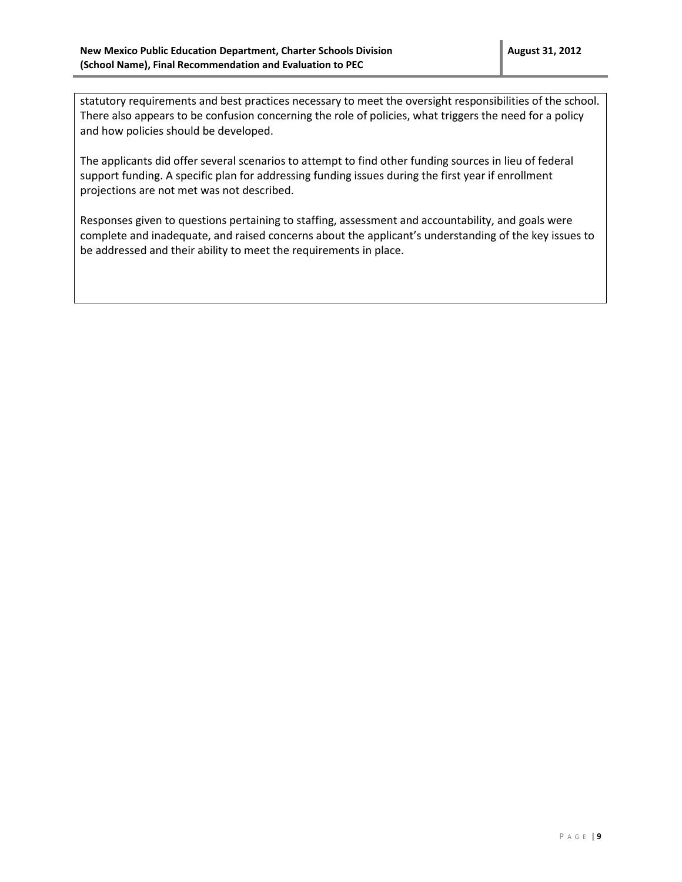statutory requirements and best practices necessary to meet the oversight responsibilities of the school. There also appears to be confusion concerning the role of policies, what triggers the need for a policy and how policies should be developed.

The applicants did offer several scenarios to attempt to find other funding sources in lieu of federal support funding. A specific plan for addressing funding issues during the first year if enrollment projections are not met was not described.

Responses given to questions pertaining to staffing, assessment and accountability, and goals were complete and inadequate, and raised concerns about the applicant's understanding of the key issues to be addressed and their ability to meet the requirements in place.